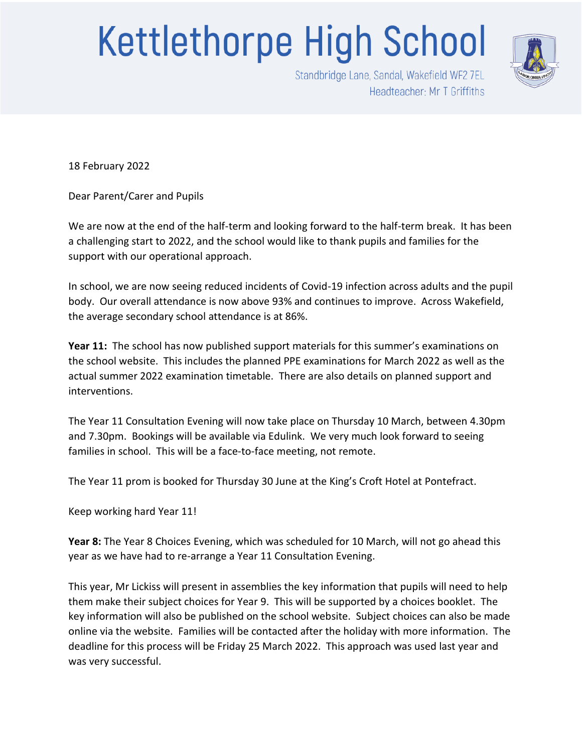# Kettlethorpe High School

Standbridge Lane, Sandal, Wakefield WF2 7EL
Headteacher: Mr T Griffiths

18 February 2022

Dear Parent/Carer and Pupils

We are now at the end of the half-term and looking forward to the half-term break. It has been a challenging start to 2022, and the school would like to thank pupils and families for the support with our operational approach.

In school, we are now seeing reduced incidents of Covid-19 infection across adults and the pupil body. Our overall attendance is now above 93% and continues to improve. Across Wakefield, the average secondary school attendance is at 86%.

**Year 11:** The school has now published support materials for this summer's examinations on the school website. This includes the planned PPE examinations for March 2022 as well as the actual summer 2022 examination timetable. There are also details on planned support and interventions.

The Year 11 Consultation Evening will now take place on Thursday 10 March, between 4.30pm and 7.30pm. Bookings will be available via Edulink. We very much look forward to seeing families in school. This will be a face-to-face meeting, not remote.

The Year 11 prom is booked for Thursday 30 June at the King's Croft Hotel at Pontefract.

Keep working hard Year 11!

**Year 8:** The Year 8 Choices Evening, which was scheduled for 10 March, will not go ahead this year as we have had to re-arrange a Year 11 Consultation Evening.

This year, Mr Lickiss will present in assemblies the key information that pupils will need to help them make their subject choices for Year 9. This will be supported by a choices booklet. The key information will also be published on the school website. Subject choices can also be made online via the website. Families will be contacted after the holiday with more information. The deadline for this process will be Friday 25 March 2022. This approach was used last year and was very successful.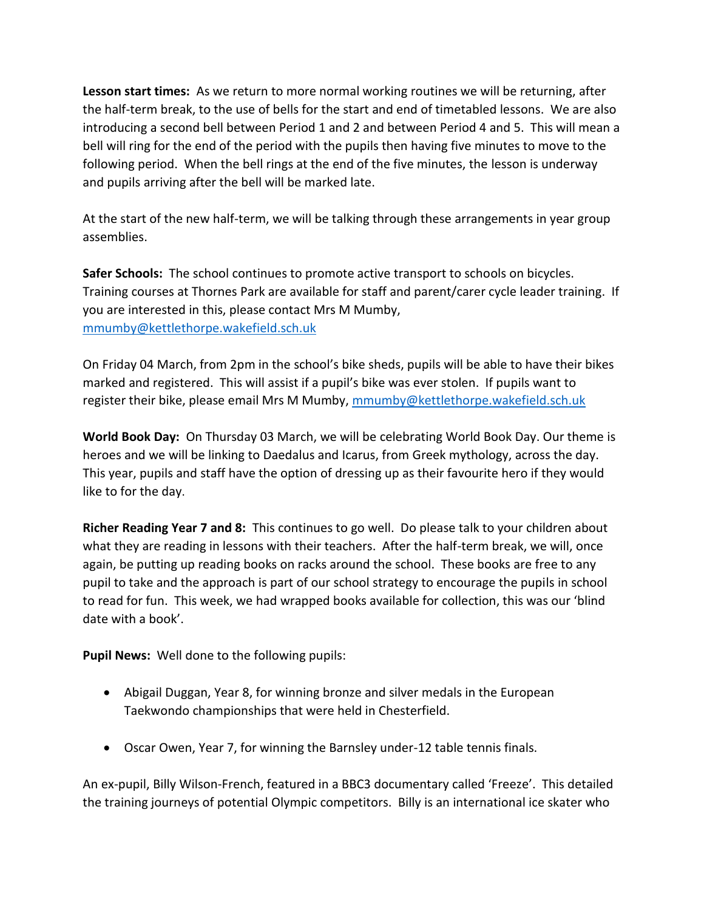**Lesson start times:** As we return to more normal working routines we will be returning, after the half-term break, to the use of bells for the start and end of timetabled lessons. We are also introducing a second bell between Period 1 and 2 and between Period 4 and 5. This will mean a bell will ring for the end of the period with the pupils then having five minutes to move to the following period. When the bell rings at the end of the five minutes, the lesson is underway and pupils arriving after the bell will be marked late.

At the start of the new half-term, we will be talking through these arrangements in year group assemblies.

**Safer Schools:** The school continues to promote active transport to schools on bicycles. Training courses at Thornes Park are available for staff and parent/carer cycle leader training. If you are interested in this, please contact Mrs M Mumby, [mmumby@kettlethorpe.wakefield.sch.uk](mailto:mmumby@kettlethorpe.wakefield.sch.uk)

On Friday 04 March, from 2pm in the school's bike sheds, pupils will be able to have their bikes marked and registered. This will assist if a pupil's bike was ever stolen. If pupils want to register their bike, please email Mrs M Mumby, [mmumby@kettlethorpe.wakefield.sch.uk](mailto:mmumby@kettlethorpe.wakefield.sch.uk)

**World Book Day:** On Thursday 03 March, we will be celebrating World Book Day. Our theme is heroes and we will be linking to Daedalus and Icarus, from Greek mythology, across the day. This year, pupils and staff have the option of dressing up as their favourite hero if they would like to for the day.

**Richer Reading Year 7 and 8:** This continues to go well. Do please talk to your children about what they are reading in lessons with their teachers. After the half-term break, we will, once again, be putting up reading books on racks around the school. These books are free to any pupil to take and the approach is part of our school strategy to encourage the pupils in school to read for fun. This week, we had wrapped books available for collection, this was our 'blind date with a book'.

**Pupil News:** Well done to the following pupils:

- Abigail Duggan, Year 8, for winning bronze and silver medals in the European Taekwondo championships that were held in Chesterfield.
- Oscar Owen, Year 7, for winning the Barnsley under-12 table tennis finals.

An ex-pupil, Billy Wilson-French, featured in a BBC3 documentary called 'Freeze'. This detailed the training journeys of potential Olympic competitors. Billy is an international ice skater who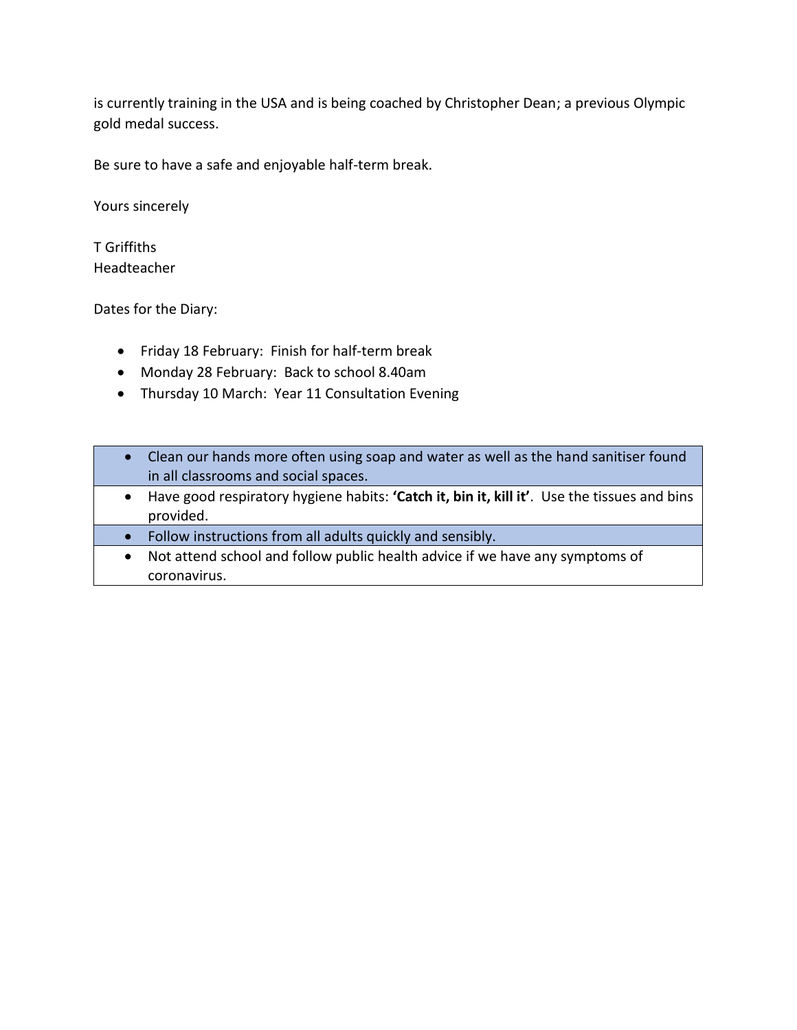is currently training in the USA and is being coached by Christopher Dean; a previous Olympic gold medal success.

Be sure to have a safe and enjoyable half-term break.

Yours sincerely

T Griffiths
Headteacher

Dates for the Diary:

- Friday 18 February: Finish for half-term break
- Monday 28 February: Back to school 8.40am
- Thursday 10 March: Year 11 Consultation Evening

| |
|---|
| • Clean our hands more often using soap and water as well as the hand sanitiser found in all classrooms and social spaces. |
| • Have good respiratory hygiene habits: **'Catch it, bin it, kill it'**. Use the tissues and bins provided. |
| • Follow instructions from all adults quickly and sensibly. |
| • Not attend school and follow public health advice if we have any symptoms of coronavirus. |